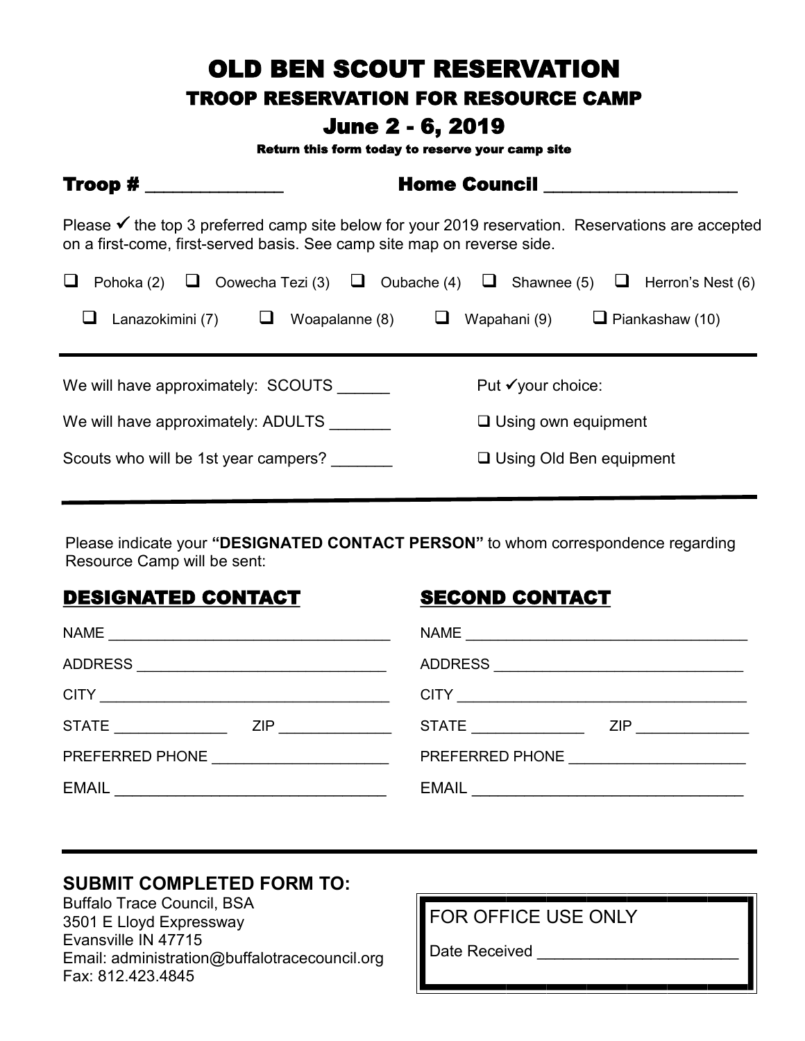# OLD BEN SCOUT RESERVATION

## TROOP RESERVATION FOR RESOURCE CAMP

## June 2 - 6, 2019

**Return this form today to reserve your camp site**

**Troop # \_\_\_\_\_\_\_\_\_\_\_\_\_\_** **Home Council \_\_\_\_\_\_\_\_\_\_\_\_\_\_\_\_\_\_\_\_**

Please ✓ the top 3 preferred camp site below for your 2019 reservation. Reservations are accepted on a first-come, first-served basis. See camp site map on reverse side.

❑ Pohoka (2) ❑ Oowecha Tezi (3) ❑ Oubache (4) ❑ Shawnee (5) ❑ Herron's Nest (6)

❑ Lanazokimini (7) ❑ Woapalanne (8) ❑ Wapahani (9) ❑ Piankashaw (10)

---

We will have approximately: SCOUTS \_\_\_\_\_\_

We will have approximately: ADULTS \_\_\_\_\_\_\_

Scouts who will be 1st year campers? \_\_\_\_\_\_\_

Put ✓your choice:

❑ Using own equipment

❑ Using Old Ben equipment

---

Please indicate your **"DESIGNATED CONTACT PERSON"** to whom correspondence regarding Resource Camp will be sent:

## DESIGNATED CONTACT

NAME \_\_\_\_\_\_\_\_\_\_\_\_\_\_\_\_\_\_\_\_\_\_\_\_\_\_\_\_\_\_\_\_\_\_

ADDRESS \_\_\_\_\_\_\_\_\_\_\_\_\_\_\_\_\_\_\_\_\_\_\_\_\_\_\_\_\_\_

CITY \_\_\_\_\_\_\_\_\_\_\_\_\_\_\_\_\_\_\_\_\_\_\_\_\_\_\_\_\_\_\_\_\_\_\_\_

STATE \_\_\_\_\_\_\_\_\_\_\_\_\_\_ ZIP \_\_\_\_\_\_\_\_\_\_\_\_\_\_

PREFERRED PHONE \_\_\_\_\_\_\_\_\_\_\_\_\_\_\_\_\_\_\_\_\_\_

EMAIL \_\_\_\_\_\_\_\_\_\_\_\_\_\_\_\_\_\_\_\_\_\_\_\_\_\_\_\_\_\_\_\_\_\_

## SECOND CONTACT

NAME \_\_\_\_\_\_\_\_\_\_\_\_\_\_\_\_\_\_\_\_\_\_\_\_\_\_\_\_\_\_\_\_\_\_

ADDRESS \_\_\_\_\_\_\_\_\_\_\_\_\_\_\_\_\_\_\_\_\_\_\_\_\_\_\_\_\_\_

CITY \_\_\_\_\_\_\_\_\_\_\_\_\_\_\_\_\_\_\_\_\_\_\_\_\_\_\_\_\_\_\_\_\_\_\_\_

STATE \_\_\_\_\_\_\_\_\_\_\_\_\_\_ ZIP \_\_\_\_\_\_\_\_\_\_\_\_\_\_

PREFERRED PHONE \_\_\_\_\_\_\_\_\_\_\_\_\_\_\_\_\_\_\_\_\_\_

EMAIL \_\_\_\_\_\_\_\_\_\_\_\_\_\_\_\_\_\_\_\_\_\_\_\_\_\_\_\_\_\_\_\_\_\_

---

### SUBMIT COMPLETED FORM TO:

Buffalo Trace Council, BSA
3501 E Lloyd Expressway
Evansville IN 47715
Email: administration@buffalotracecouncil.org
Fax: 812.423.4845

FOR OFFICE USE ONLY

Date Received \_\_\_\_\_\_\_\_\_\_\_\_\_\_\_\_\_\_\_\_\_\_\_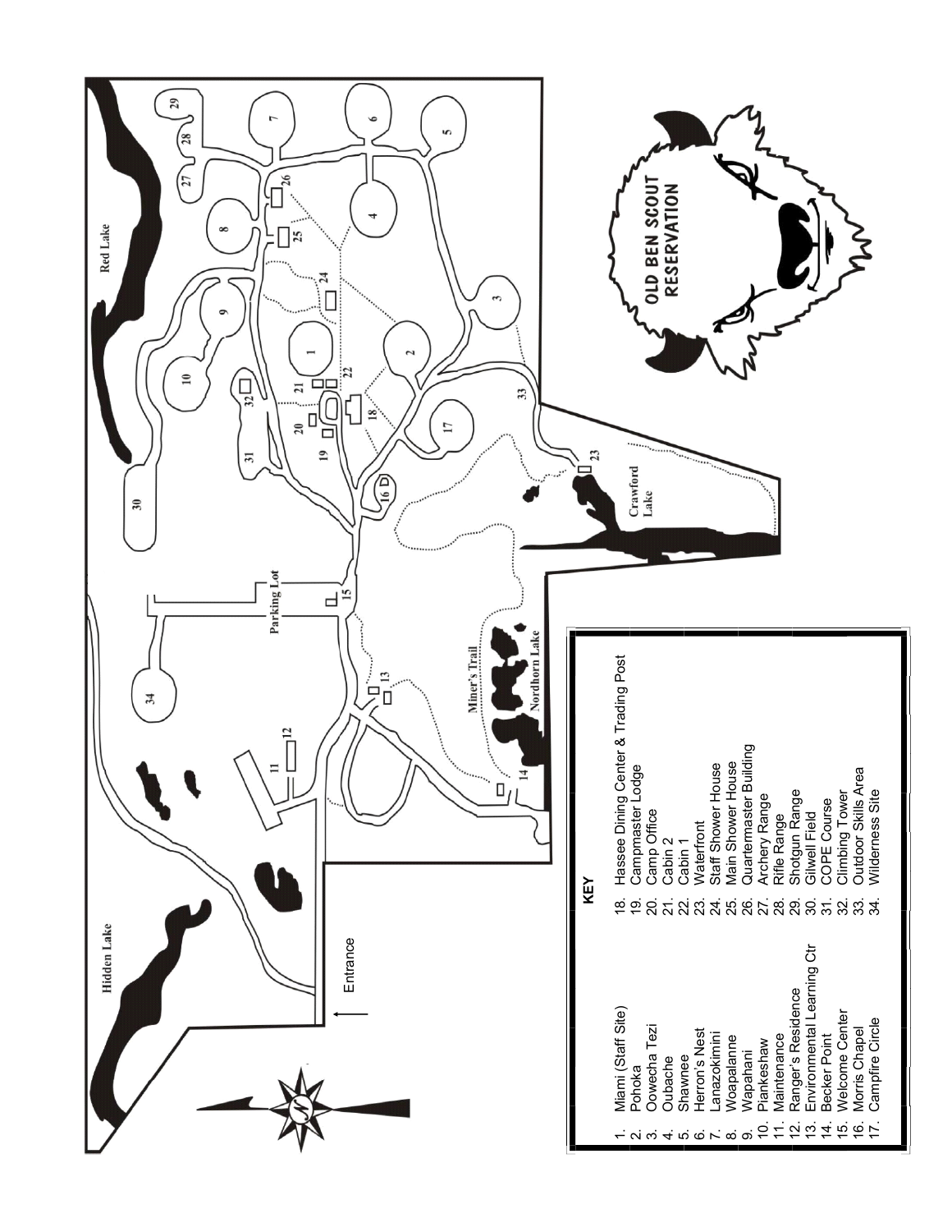# OLD BEN SCOUT RESERVATION

Hidden Lake

Red Lake

Entrance

Parking Lot

Miner's Trail

Nordhorn Lake

Crawford Lake

**KEY**

1. Miami (Staff Site)
2. Pohoka
3. Oowecha Tezi
4. Oubache
5. Shawnee
6. Herron's Nest
7. Lanazokimini
8. Woapalanne
9. Wapahani
10. Piankeshaw
11. Maintenance
12. Ranger's Residence
13. Environmental Learning Ctr
14. Becker Point
15. Welcome Center
16. Morris Chapel
17. Campfire Circle
18. Hassee Dining Center & Trading Post
19. Campmaster Lodge
20. Camp Office
21. Cabin 2
22. Cabin 1
23. Waterfront
24. Staff Shower House
25. Main Shower House
26. Quartermaster Building
27. Archery Range
28. Rifle Range
29. Shotgun Range
30. Gilwell Field
31. COPE Course
32. Climbing Tower
33. Outdoor Skills Area
34. Wilderness Site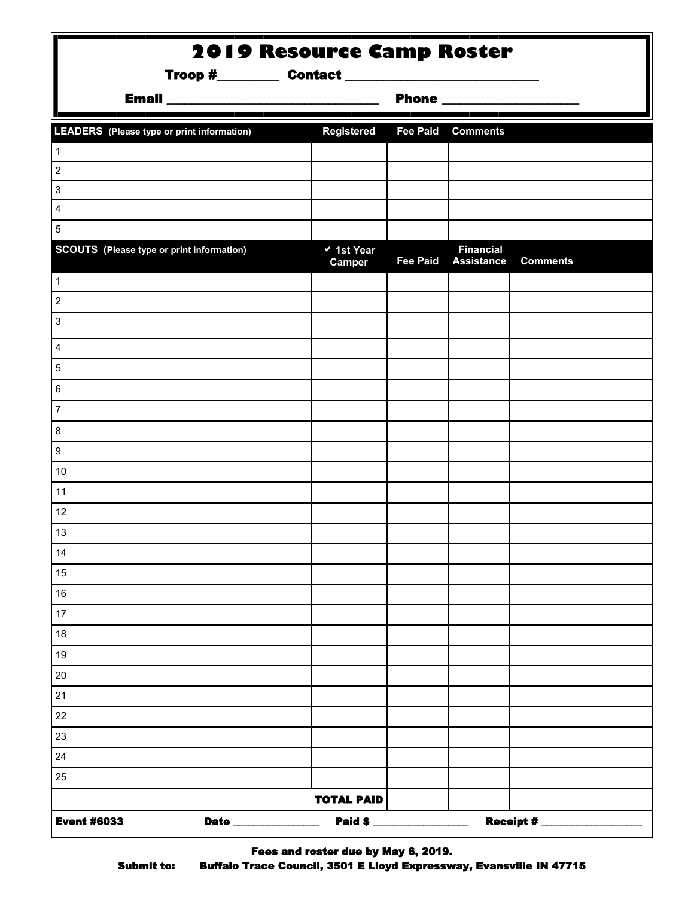# 2019 Resource Camp Roster

**Troop #\_\_\_\_\_\_\_\_\_ Contact \_\_\_\_\_\_\_\_\_\_\_\_\_\_\_\_\_\_\_\_\_\_\_\_\_\_\_\_\_\_**

**Email \_\_\_\_\_\_\_\_\_\_\_\_\_\_\_\_\_\_\_\_\_\_\_\_\_\_\_\_\_\_\_\_\_\_ Phone \_\_\_\_\_\_\_\_\_\_\_\_\_\_\_\_\_\_\_\_\_\_**

| LEADERS (Please type or print information) | Registered | Fee Paid | Comments |
|---|---|---|---|
| 1 | | | |
| 2 | | | |
| 3 | | | |
| 4 | | | |
| 5 | | | |

| SCOUTS (Please type or print information) | ✔ 1st Year Camper | Fee Paid | Financial Assistance | Comments |
|---|---|---|---|---|
| 1 | | | | |
| 2 | | | | |
| 3 | | | | |
| 4 | | | | |
| 5 | | | | |
| 6 | | | | |
| 7 | | | | |
| 8 | | | | |
| 9 | | | | |
| 10 | | | | |
| 11 | | | | |
| 12 | | | | |
| 13 | | | | |
| 14 | | | | |
| 15 | | | | |
| 16 | | | | |
| 17 | | | | |
| 18 | | | | |
| 19 | | | | |
| 20 | | | | |
| 21 | | | | |
| 22 | | | | |
| 23 | | | | |
| 24 | | | | |
| 25 | | | | |
| **TOTAL PAID** | | | | |

**Event #6033** **Date** \_\_\_\_\_\_\_\_\_\_\_\_\_\_\_\_ **Paid $** \_\_\_\_\_\_\_\_\_\_\_\_\_\_\_\_\_\_ **Receipt #** \_\_\_\_\_\_\_\_\_\_\_\_\_\_\_\_\_\_\_

**Fees and roster due by May 6, 2019.**

**Submit to: Buffalo Trace Council, 3501 E Lloyd Expressway, Evansville IN 47715**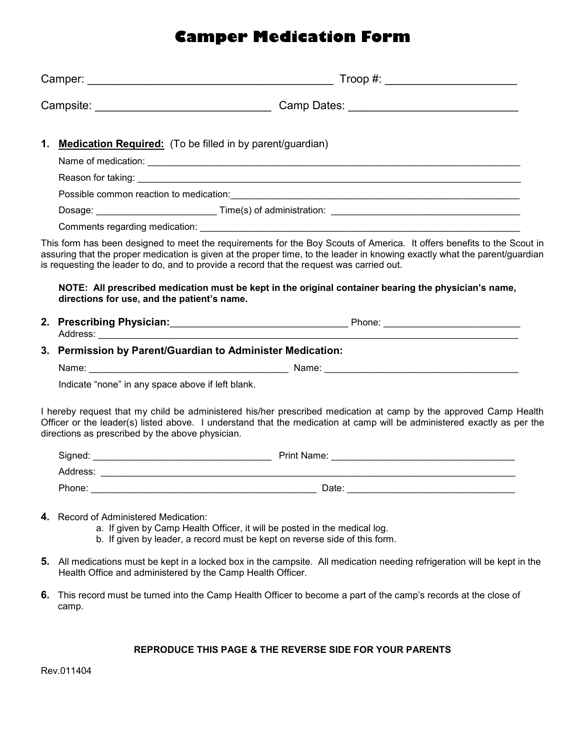# Camper Medication Form

Camper: ______________________________________ Troop #: ____________________

Campsite: ___________________________ Camp Dates: ___________________________

1. **Medication Required:** (To be filled in by parent/guardian)

   Name of medication: ____________________________________________________________________

   Reason for taking: _____________________________________________________________________

   Possible common reaction to medication:___________________________________________________

   Dosage: _______________________ Time(s) of administration: ____________________________________

   Comments regarding medication: _____________________________________________________________

This form has been designed to meet the requirements for the Boy Scouts of America. It offers benefits to the Scout in assuring that the proper medication is given at the proper time, to the leader in knowing exactly what the parent/guardian is requesting the leader to do, and to provide a record that the request was carried out.

**NOTE: All prescribed medication must be kept in the original container bearing the physician's name, directions for use, and the patient's name.**

2. **Prescribing Physician:**________________________________ Phone: _________________________

   Address: _______________________________________________________________________________

3. **Permission by Parent/Guardian to Administer Medication:**

   Name: _____________________________________ Name: _____________________________________

   Indicate "none" in any space above if left blank.

I hereby request that my child be administered his/her prescribed medication at camp by the approved Camp Health Officer or the leader(s) listed above. I understand that the medication at camp will be administered exactly as per the directions as prescribed by the above physician.

Signed: _________________________________ Print Name: __________________________________

Address: _________________________________________________________________________________

Phone: __________________________________________ Date: ______________________________

4. Record of Administered Medication:
   a. If given by Camp Health Officer, it will be posted in the medical log.
   b. If given by leader, a record must be kept on reverse side of this form.

5. All medications must be kept in a locked box in the campsite. All medication needing refrigeration will be kept in the Health Office and administered by the Camp Health Officer.

6. This record must be turned into the Camp Health Officer to become a part of the camp's records at the close of camp.

**REPRODUCE THIS PAGE & THE REVERSE SIDE FOR YOUR PARENTS**

Rev.011404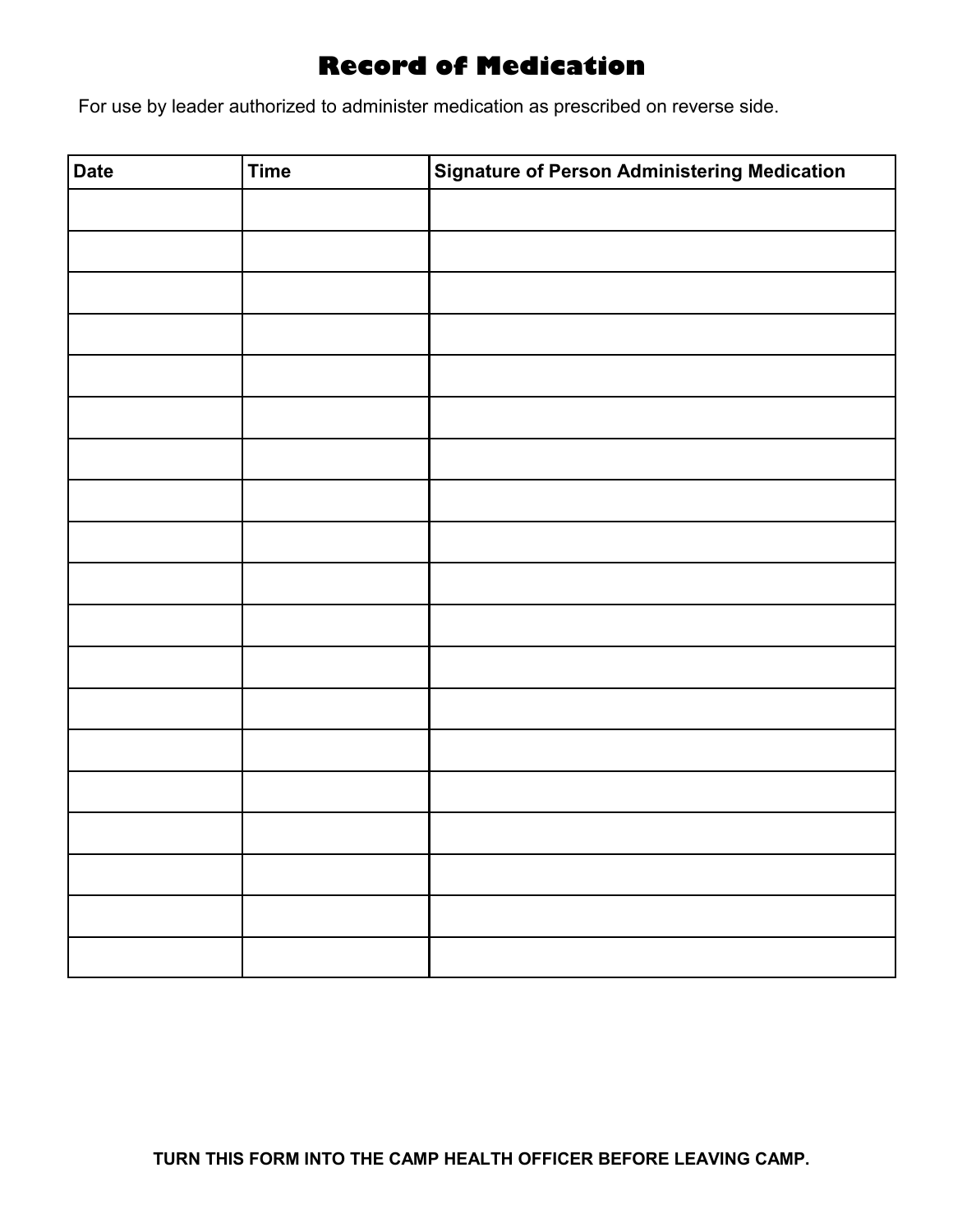# Record of Medication

For use by leader authorized to administer medication as prescribed on reverse side.

| Date | Time | Signature of Person Administering Medication |
|---|---|---|
| | | |
| | | |
| | | |
| | | |
| | | |
| | | |
| | | |
| | | |
| | | |
| | | |
| | | |
| | | |
| | | |
| | | |
| | | |
| | | |
| | | |
| | | |
| | | |

**TURN THIS FORM INTO THE CAMP HEALTH OFFICER BEFORE LEAVING CAMP.**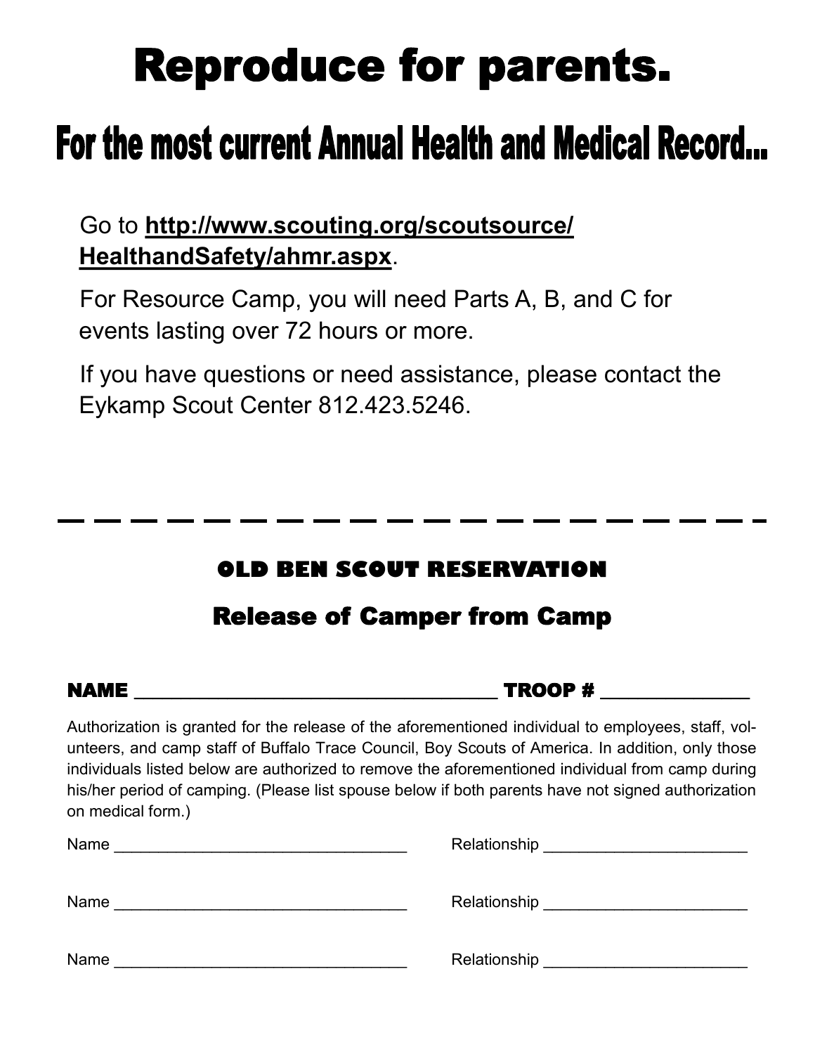# Reproduce for parents.

## For the most current Annual Health and Medical Record...

Go to **http://www.scouting.org/scoutsource/HealthandSafety/ahmr.aspx**.

For Resource Camp, you will need Parts A, B, and C for events lasting over 72 hours or more.

If you have questions or need assistance, please contact the Eykamp Scout Center 812.423.5246.

---

## OLD BEN SCOUT RESERVATION

### Release of Camper from Camp

**NAME** ___________________________________ **TROOP #** ______________

Authorization is granted for the release of the aforementioned individual to employees, staff, volunteers, and camp staff of Buffalo Trace Council, Boy Scouts of America. In addition, only those individuals listed below are authorized to remove the aforementioned individual from camp during his/her period of camping. (Please list spouse below if both parents have not signed authorization on medical form.)

Name _________________________________ Relationship _______________________

Name _________________________________ Relationship _______________________

Name _________________________________ Relationship _______________________